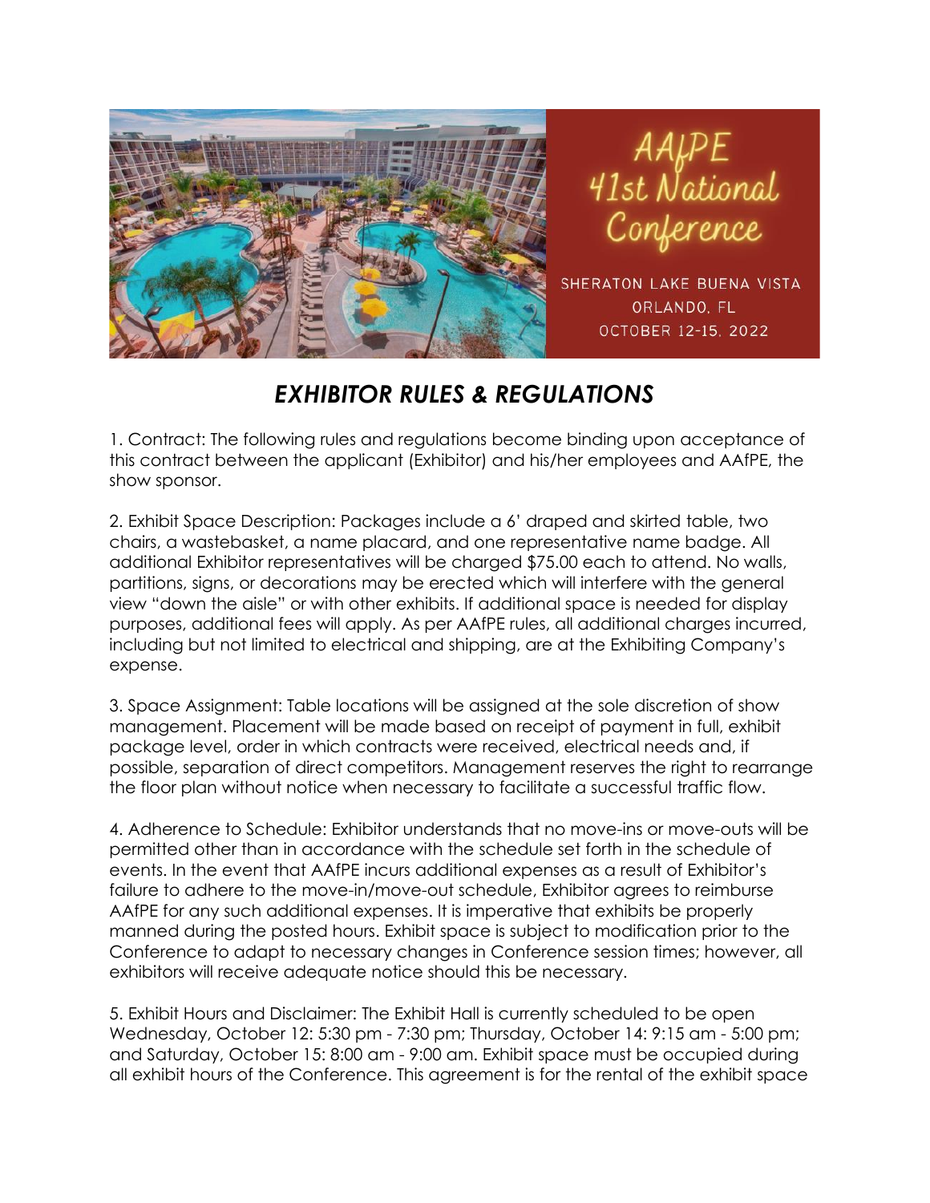AAfPE 41st National Conference

SHERATON LAKE BUENA VISTA
ORLANDO, FL
OCTOBER 12-15, 2022

# *EXHIBITOR RULES & REGULATIONS*

1. Contract: The following rules and regulations become binding upon acceptance of this contract between the applicant (Exhibitor) and his/her employees and AAfPE, the show sponsor.

2. Exhibit Space Description: Packages include a 6' draped and skirted table, two chairs, a wastebasket, a name placard, and one representative name badge. All additional Exhibitor representatives will be charged $75.00 each to attend. No walls, partitions, signs, or decorations may be erected which will interfere with the general view "down the aisle" or with other exhibits. If additional space is needed for display purposes, additional fees will apply. As per AAfPE rules, all additional charges incurred, including but not limited to electrical and shipping, are at the Exhibiting Company's expense.

3. Space Assignment: Table locations will be assigned at the sole discretion of show management. Placement will be made based on receipt of payment in full, exhibit package level, order in which contracts were received, electrical needs and, if possible, separation of direct competitors. Management reserves the right to rearrange the floor plan without notice when necessary to facilitate a successful traffic flow.

4. Adherence to Schedule: Exhibitor understands that no move-ins or move-outs will be permitted other than in accordance with the schedule set forth in the schedule of events. In the event that AAfPE incurs additional expenses as a result of Exhibitor's failure to adhere to the move-in/move-out schedule, Exhibitor agrees to reimburse AAfPE for any such additional expenses. It is imperative that exhibits be properly manned during the posted hours. Exhibit space is subject to modification prior to the Conference to adapt to necessary changes in Conference session times; however, all exhibitors will receive adequate notice should this be necessary.

5. Exhibit Hours and Disclaimer: The Exhibit Hall is currently scheduled to be open Wednesday, October 12: 5:30 pm - 7:30 pm; Thursday, October 14: 9:15 am - 5:00 pm; and Saturday, October 15: 8:00 am - 9:00 am. Exhibit space must be occupied during all exhibit hours of the Conference. This agreement is for the rental of the exhibit space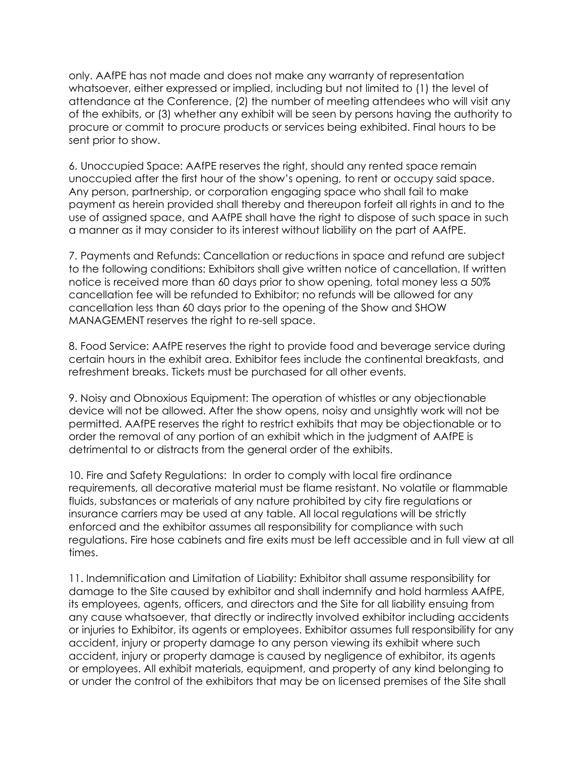only. AAfPE has not made and does not make any warranty of representation whatsoever, either expressed or implied, including but not limited to (1) the level of attendance at the Conference, (2) the number of meeting attendees who will visit any of the exhibits, or (3) whether any exhibit will be seen by persons having the authority to procure or commit to procure products or services being exhibited. Final hours to be sent prior to show.

6. Unoccupied Space: AAfPE reserves the right, should any rented space remain unoccupied after the first hour of the show's opening, to rent or occupy said space. Any person, partnership, or corporation engaging space who shall fail to make payment as herein provided shall thereby and thereupon forfeit all rights in and to the use of assigned space, and AAfPE shall have the right to dispose of such space in such a manner as it may consider to its interest without liability on the part of AAfPE.

7. Payments and Refunds: Cancellation or reductions in space and refund are subject to the following conditions: Exhibitors shall give written notice of cancellation. If written notice is received more than 60 days prior to show opening, total money less a 50% cancellation fee will be refunded to Exhibitor; no refunds will be allowed for any cancellation less than 60 days prior to the opening of the Show and SHOW MANAGEMENT reserves the right to re-sell space.

8. Food Service: AAfPE reserves the right to provide food and beverage service during certain hours in the exhibit area. Exhibitor fees include the continental breakfasts, and refreshment breaks. Tickets must be purchased for all other events.

9. Noisy and Obnoxious Equipment: The operation of whistles or any objectionable device will not be allowed. After the show opens, noisy and unsightly work will not be permitted. AAfPE reserves the right to restrict exhibits that may be objectionable or to order the removal of any portion of an exhibit which in the judgment of AAfPE is detrimental to or distracts from the general order of the exhibits.

10. Fire and Safety Regulations: In order to comply with local fire ordinance requirements, all decorative material must be flame resistant. No volatile or flammable fluids, substances or materials of any nature prohibited by city fire regulations or insurance carriers may be used at any table. All local regulations will be strictly enforced and the exhibitor assumes all responsibility for compliance with such regulations. Fire hose cabinets and fire exits must be left accessible and in full view at all times.

11. Indemnification and Limitation of Liability: Exhibitor shall assume responsibility for damage to the Site caused by exhibitor and shall indemnify and hold harmless AAfPE, its employees, agents, officers, and directors and the Site for all liability ensuing from any cause whatsoever, that directly or indirectly involved exhibitor including accidents or injuries to Exhibitor, its agents or employees. Exhibitor assumes full responsibility for any accident, injury or property damage to any person viewing its exhibit where such accident, injury or property damage is caused by negligence of exhibitor, its agents or employees. All exhibit materials, equipment, and property of any kind belonging to or under the control of the exhibitors that may be on licensed premises of the Site shall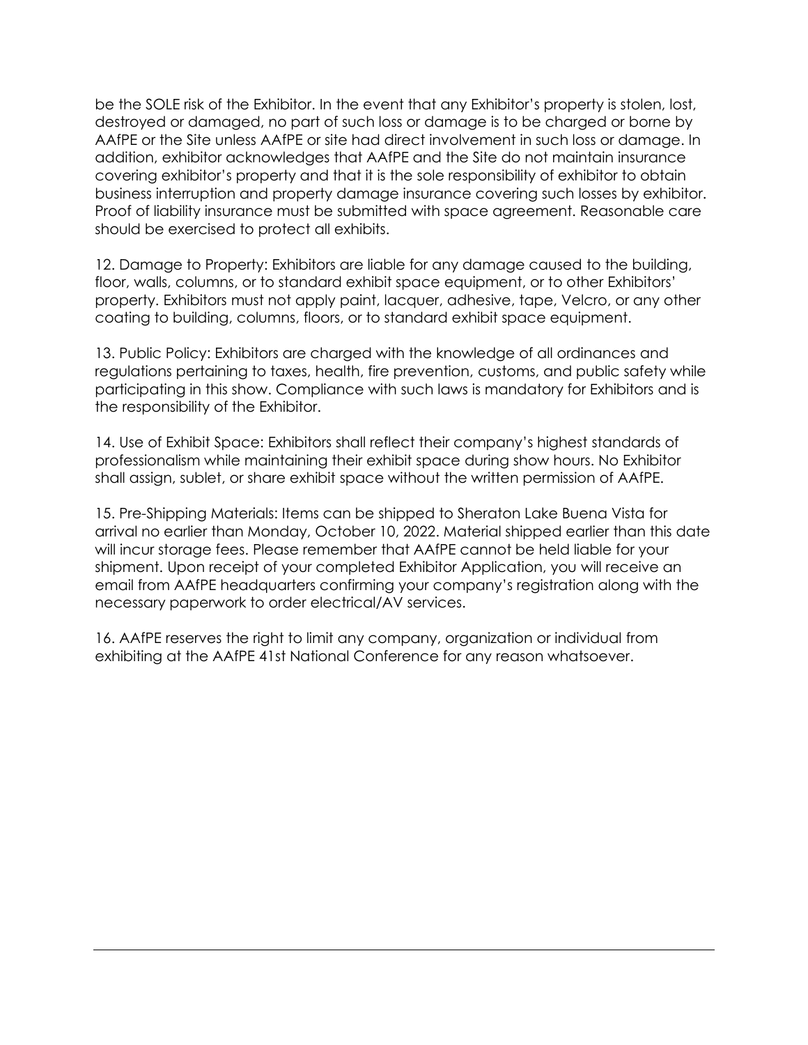be the SOLE risk of the Exhibitor. In the event that any Exhibitor's property is stolen, lost, destroyed or damaged, no part of such loss or damage is to be charged or borne by AAfPE or the Site unless AAfPE or site had direct involvement in such loss or damage. In addition, exhibitor acknowledges that AAfPE and the Site do not maintain insurance covering exhibitor's property and that it is the sole responsibility of exhibitor to obtain business interruption and property damage insurance covering such losses by exhibitor. Proof of liability insurance must be submitted with space agreement. Reasonable care should be exercised to protect all exhibits.

12. Damage to Property: Exhibitors are liable for any damage caused to the building, floor, walls, columns, or to standard exhibit space equipment, or to other Exhibitors' property. Exhibitors must not apply paint, lacquer, adhesive, tape, Velcro, or any other coating to building, columns, floors, or to standard exhibit space equipment.

13. Public Policy: Exhibitors are charged with the knowledge of all ordinances and regulations pertaining to taxes, health, fire prevention, customs, and public safety while participating in this show. Compliance with such laws is mandatory for Exhibitors and is the responsibility of the Exhibitor.

14. Use of Exhibit Space: Exhibitors shall reflect their company's highest standards of professionalism while maintaining their exhibit space during show hours. No Exhibitor shall assign, sublet, or share exhibit space without the written permission of AAfPE.

15. Pre-Shipping Materials: Items can be shipped to Sheraton Lake Buena Vista for arrival no earlier than Monday, October 10, 2022. Material shipped earlier than this date will incur storage fees. Please remember that AAfPE cannot be held liable for your shipment. Upon receipt of your completed Exhibitor Application, you will receive an email from AAfPE headquarters confirming your company's registration along with the necessary paperwork to order electrical/AV services.

16. AAfPE reserves the right to limit any company, organization or individual from exhibiting at the AAfPE 41st National Conference for any reason whatsoever.